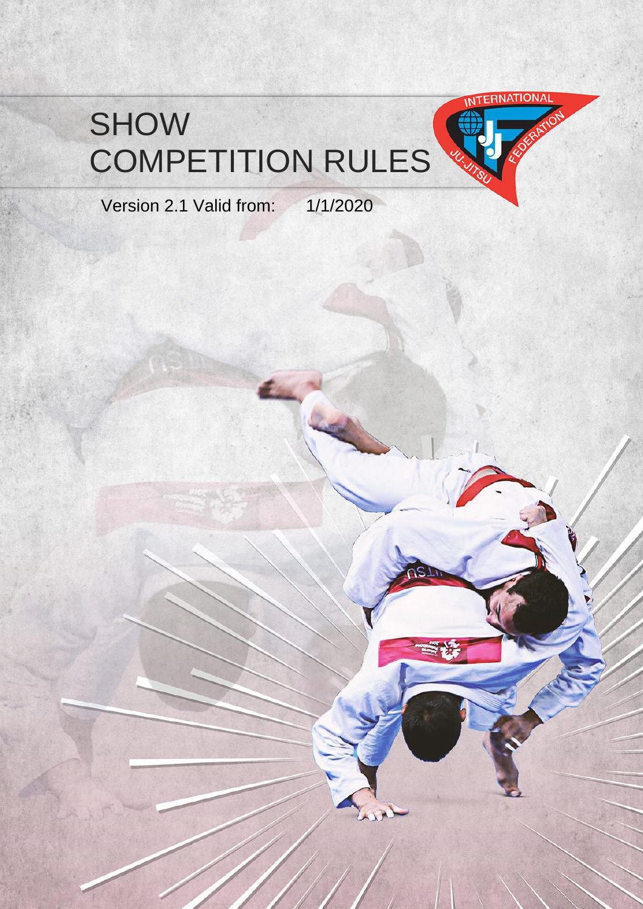# SHOW COMPETITION RULES

Version 2.1 Valid from: 1/1/2020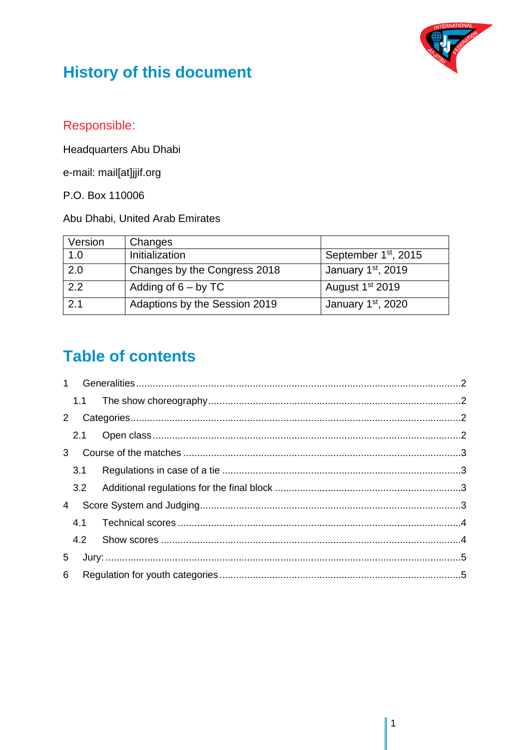# History of this document

## Responsible:

Headquarters Abu Dhabi

e-mail: mail[at]jjif.org

P.O. Box 110006

Abu Dhabi, United Arab Emirates

| Version | Changes | |
|---|---|---|
| 1.0 | Initialization | September 1st, 2015 |
| 2.0 | Changes by the Congress 2018 | January 1st, 2019 |
| 2.2 | Adding of 6 – by TC | August 1st 2019 |
| 2.1 | Adaptions by the Session 2019 | January 1st, 2020 |

# Table of contents

1 Generalities ....................................................................................................................2

1.1 The show choreography ..........................................................................................2

2 Categories ......................................................................................................................2

2.1 Open class ..............................................................................................................2

3 Course of the matches ...................................................................................................3

3.1 Regulations in case of a tie .....................................................................................3

3.2 Additional regulations for the final block ...................................................................3

4 Score System and Judging .............................................................................................3

4.1 Technical scores .....................................................................................................4

4.2 Show scores ...........................................................................................................4

5 Jury: ...............................................................................................................................5

6 Regulation for youth categories .......................................................................................5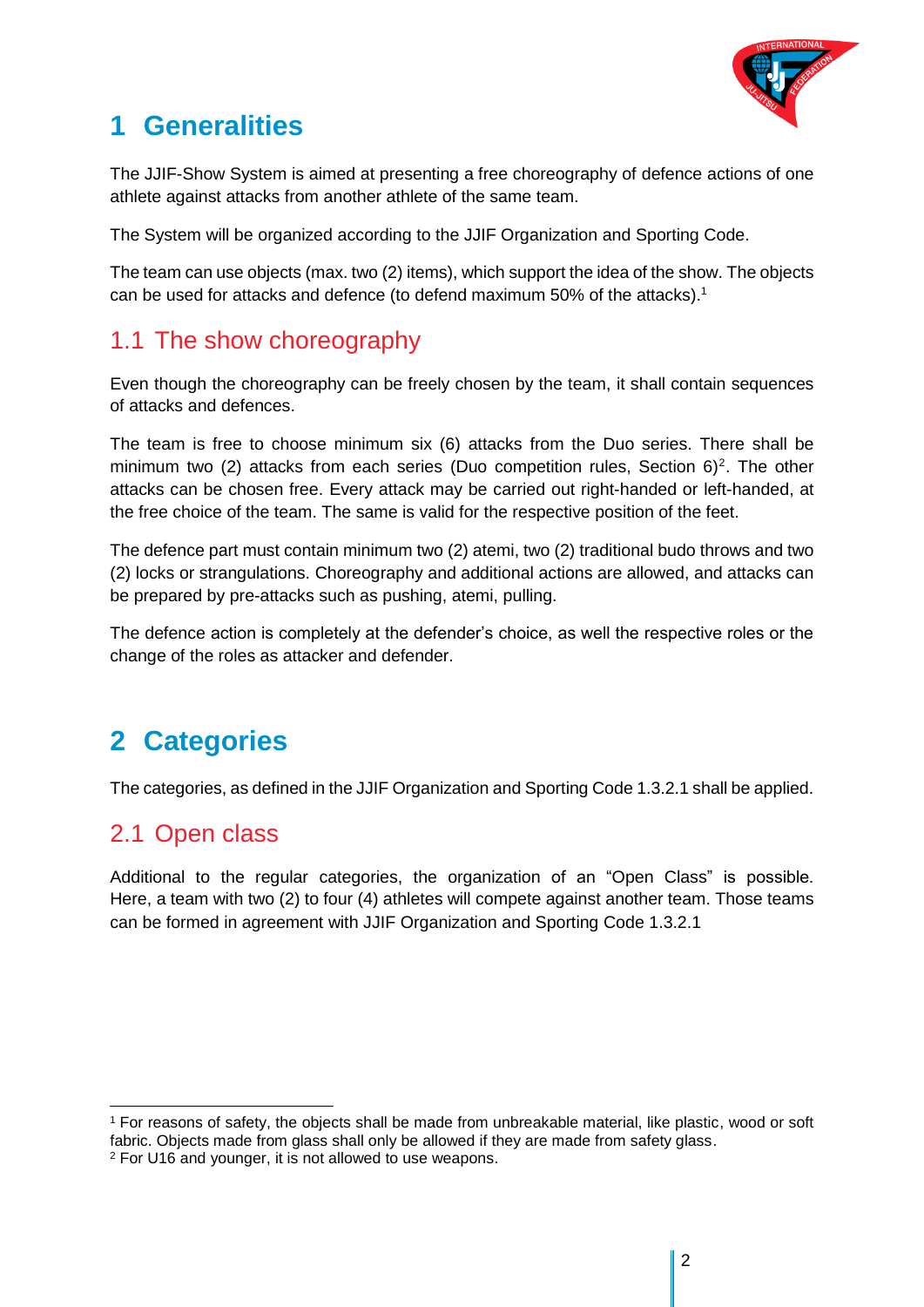# 1 Generalities

The JJIF-Show System is aimed at presenting a free choreography of defence actions of one athlete against attacks from another athlete of the same team.

The System will be organized according to the JJIF Organization and Sporting Code.

The team can use objects (max. two (2) items), which support the idea of the show. The objects can be used for attacks and defence (to defend maximum 50% of the attacks).[1]

## 1.1 The show choreography

Even though the choreography can be freely chosen by the team, it shall contain sequences of attacks and defences.

The team is free to choose minimum six (6) attacks from the Duo series. There shall be minimum two (2) attacks from each series (Duo competition rules, Section 6)[2]. The other attacks can be chosen free. Every attack may be carried out right-handed or left-handed, at the free choice of the team. The same is valid for the respective position of the feet.

The defence part must contain minimum two (2) atemi, two (2) traditional budo throws and two (2) locks or strangulations. Choreography and additional actions are allowed, and attacks can be prepared by pre-attacks such as pushing, atemi, pulling.

The defence action is completely at the defender's choice, as well the respective roles or the change of the roles as attacker and defender.

# 2 Categories

The categories, as defined in the JJIF Organization and Sporting Code 1.3.2.1 shall be applied.

## 2.1 Open class

Additional to the regular categories, the organization of an "Open Class" is possible. Here, a team with two (2) to four (4) athletes will compete against another team. Those teams can be formed in agreement with JJIF Organization and Sporting Code 1.3.2.1

---

[1] For reasons of safety, the objects shall be made from unbreakable material, like plastic, wood or soft fabric. Objects made from glass shall only be allowed if they are made from safety glass.

[2] For U16 and younger, it is not allowed to use weapons.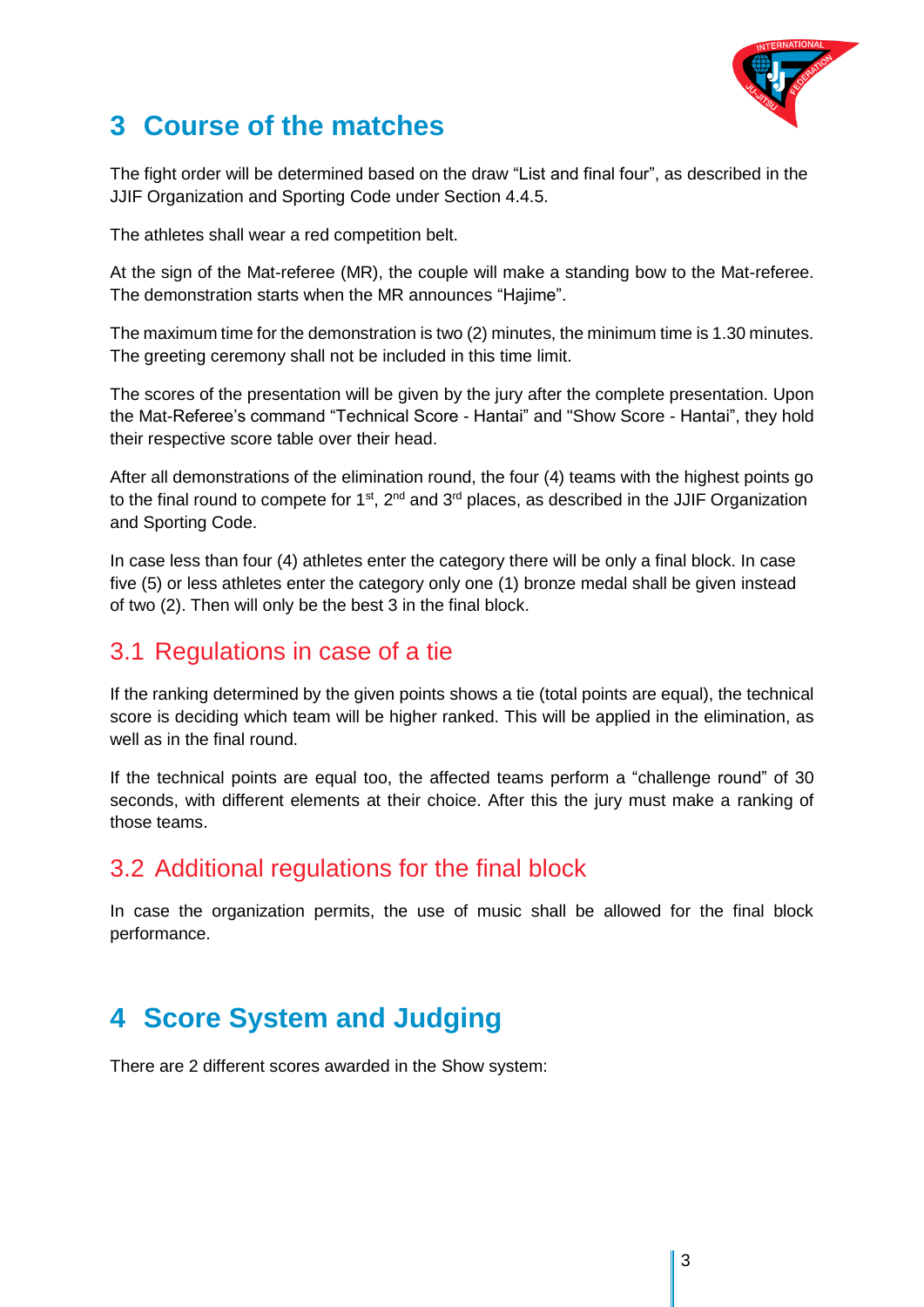# 3 Course of the matches

The fight order will be determined based on the draw “List and final four”, as described in the JJIF Organization and Sporting Code under Section 4.4.5.

The athletes shall wear a red competition belt.

At the sign of the Mat-referee (MR), the couple will make a standing bow to the Mat-referee. The demonstration starts when the MR announces “Hajime”.

The maximum time for the demonstration is two (2) minutes, the minimum time is 1.30 minutes. The greeting ceremony shall not be included in this time limit.

The scores of the presentation will be given by the jury after the complete presentation. Upon the Mat-Referee’s command “Technical Score - Hantai” and "Show Score - Hantai”, they hold their respective score table over their head.

After all demonstrations of the elimination round, the four (4) teams with the highest points go to the final round to compete for 1st, 2nd and 3rd places, as described in the JJIF Organization and Sporting Code.

In case less than four (4) athletes enter the category there will be only a final block. In case five (5) or less athletes enter the category only one (1) bronze medal shall be given instead of two (2). Then will only be the best 3 in the final block.

## 3.1 Regulations in case of a tie

If the ranking determined by the given points shows a tie (total points are equal), the technical score is deciding which team will be higher ranked. This will be applied in the elimination, as well as in the final round.

If the technical points are equal too, the affected teams perform a “challenge round” of 30 seconds, with different elements at their choice. After this the jury must make a ranking of those teams.

## 3.2 Additional regulations for the final block

In case the organization permits, the use of music shall be allowed for the final block performance.

# 4 Score System and Judging

There are 2 different scores awarded in the Show system: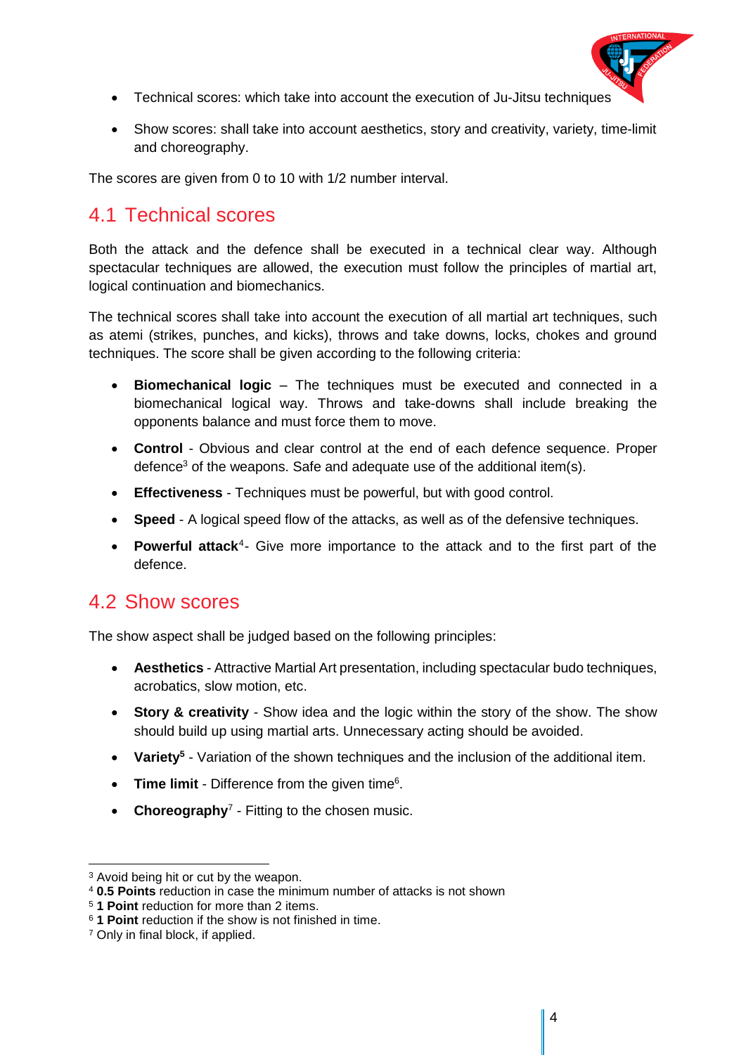- Technical scores: which take into account the execution of Ju-Jitsu techniques
- Show scores: shall take into account aesthetics, story and creativity, variety, time-limit and choreography.

The scores are given from 0 to 10 with 1/2 number interval.

## 4.1 Technical scores

Both the attack and the defence shall be executed in a technical clear way. Although spectacular techniques are allowed, the execution must follow the principles of martial art, logical continuation and biomechanics.

The technical scores shall take into account the execution of all martial art techniques, such as atemi (strikes, punches, and kicks), throws and take downs, locks, chokes and ground techniques. The score shall be given according to the following criteria:

- **Biomechanical logic** – The techniques must be executed and connected in a biomechanical logical way. Throws and take-downs shall include breaking the opponents balance and must force them to move.
- **Control** - Obvious and clear control at the end of each defence sequence. Proper defence[3] of the weapons. Safe and adequate use of the additional item(s).
- **Effectiveness** - Techniques must be powerful, but with good control.
- **Speed** - A logical speed flow of the attacks, as well as of the defensive techniques.
- **Powerful attack**[4]- Give more importance to the attack and to the first part of the defence.

## 4.2 Show scores

The show aspect shall be judged based on the following principles:

- **Aesthetics** - Attractive Martial Art presentation, including spectacular budo techniques, acrobatics, slow motion, etc.
- **Story & creativity** - Show idea and the logic within the story of the show. The show should build up using martial arts. Unnecessary acting should be avoided.
- **Variety**[5] - Variation of the shown techniques and the inclusion of the additional item.
- **Time limit** - Difference from the given time[6].
- **Choreography**[7] - Fitting to the chosen music.

---

[3] Avoid being hit or cut by the weapon.
[4] **0.5 Points** reduction in case the minimum number of attacks is not shown
[5] **1 Point** reduction for more than 2 items.
[6] **1 Point** reduction if the show is not finished in time.
[7] Only in final block, if applied.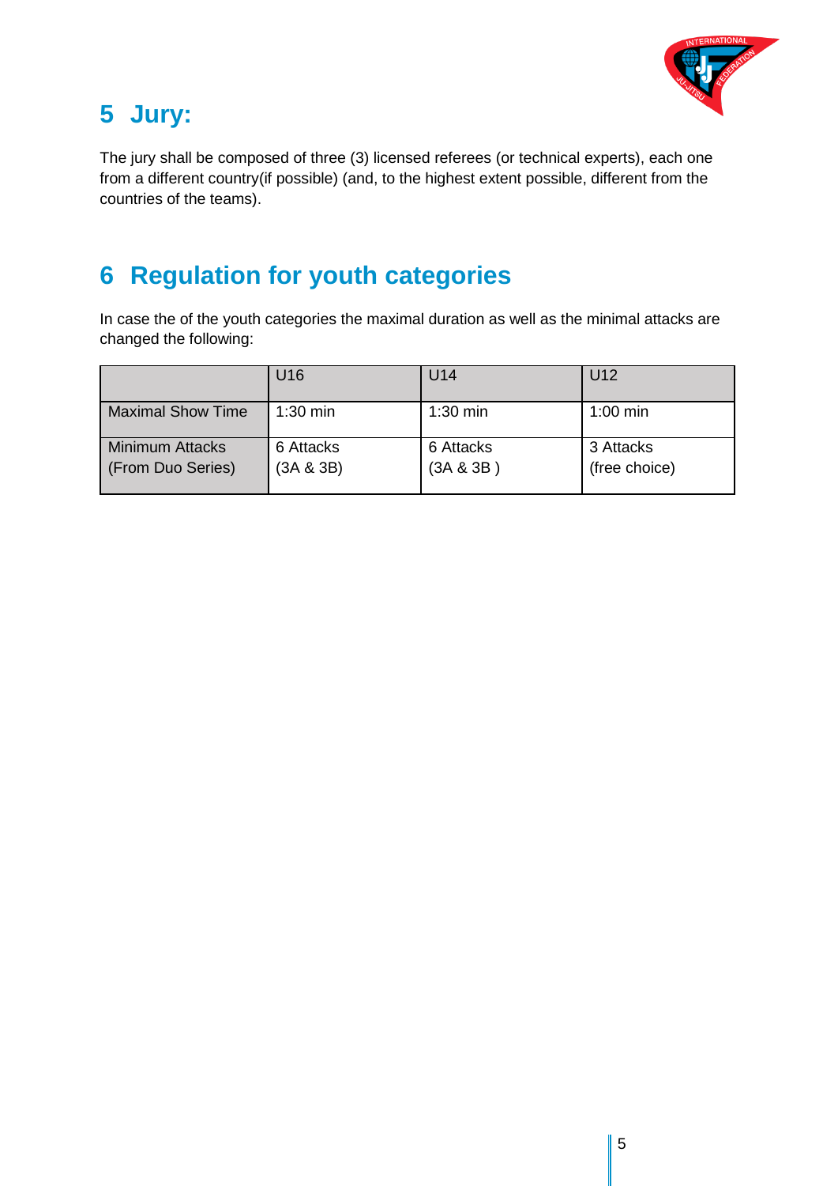## 5 Jury:

The jury shall be composed of three (3) licensed referees (or technical experts), each one from a different country(if possible) (and, to the highest extent possible, different from the countries of the teams).

## 6 Regulation for youth categories

In case the of the youth categories the maximal duration as well as the minimal attacks are changed the following:

| | U16 | U14 | U12 |
|---|---|---|---|
| Maximal Show Time | 1:30 min | 1:30 min | 1:00 min |
| Minimum Attacks (From Duo Series) | 6 Attacks (3A & 3B) | 6 Attacks (3A & 3B ) | 3 Attacks (free choice) |